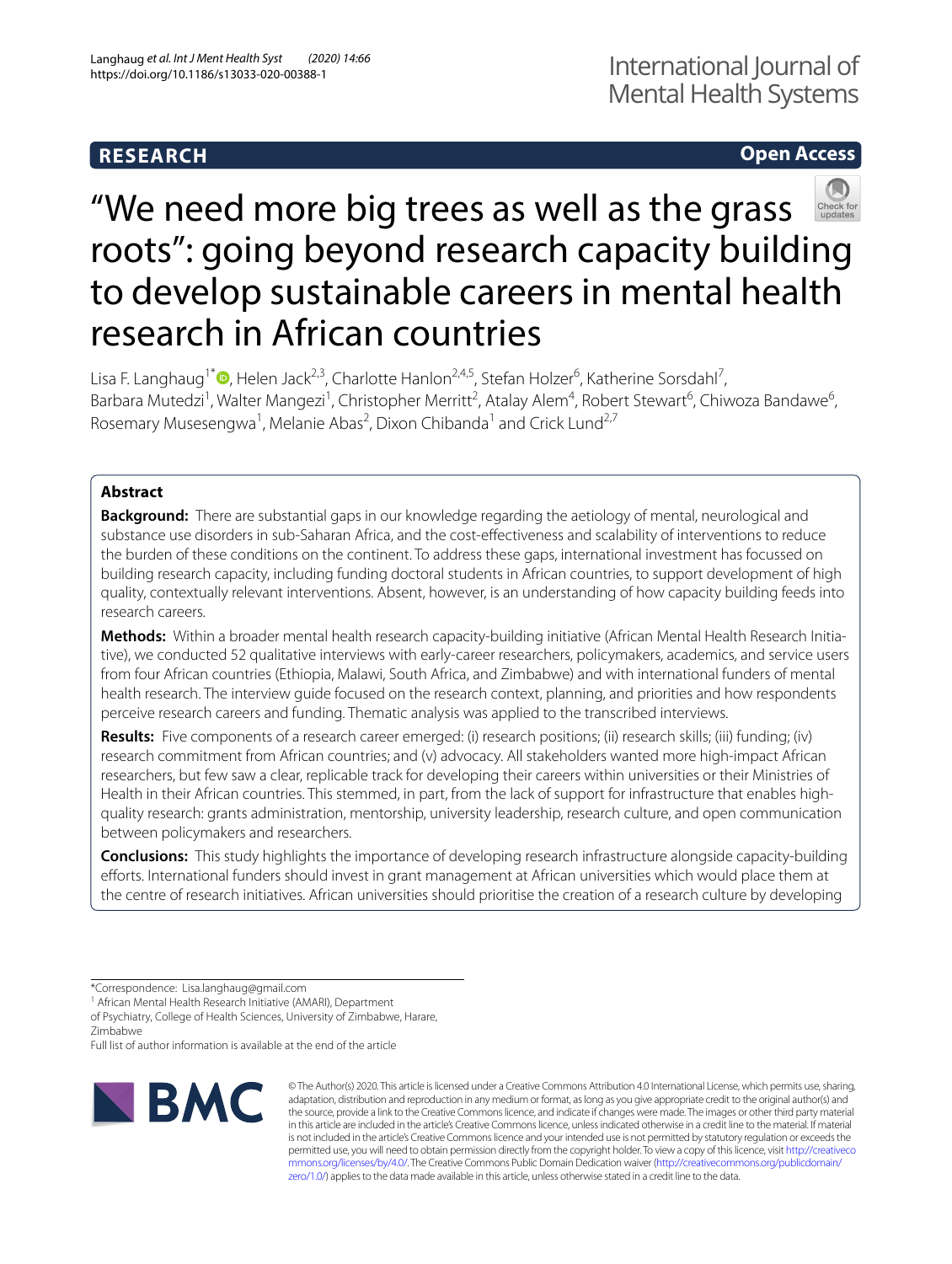**RESEARCH** **Open Access**

# "We need more big trees as well as the grass roots": going beyond research capacity building to develop sustainable careers in mental health research in African countries

Lisa F. Langhaug[1*], Helen Jack[2,3], Charlotte Hanlon[2,4,5], Stefan Holzer[6], Katherine Sorsdahl[7], Barbara Mutedzi[1], Walter Mangezi[1], Christopher Merritt[2], Atalay Alem[4], Robert Stewart[6], Chiwoza Bandawe[6], Rosemary Musesengwa[1], Melanie Abas[2], Dixon Chibanda[1] and Crick Lund[2,7]

## Abstract

**Background:** There are substantial gaps in our knowledge regarding the aetiology of mental, neurological and substance use disorders in sub-Saharan Africa, and the cost-effectiveness and scalability of interventions to reduce the burden of these conditions on the continent. To address these gaps, international investment has focussed on building research capacity, including funding doctoral students in African countries, to support development of high quality, contextually relevant interventions. Absent, however, is an understanding of how capacity building feeds into research careers.

**Methods:** Within a broader mental health research capacity-building initiative (African Mental Health Research Initiative), we conducted 52 qualitative interviews with early-career researchers, policymakers, academics, and service users from four African countries (Ethiopia, Malawi, South Africa, and Zimbabwe) and with international funders of mental health research. The interview guide focused on the research context, planning, and priorities and how respondents perceive research careers and funding. Thematic analysis was applied to the transcribed interviews.

**Results:** Five components of a research career emerged: (i) research positions; (ii) research skills; (iii) funding; (iv) research commitment from African countries; and (v) advocacy. All stakeholders wanted more high-impact African researchers, but few saw a clear, replicable track for developing their careers within universities or their Ministries of Health in their African countries. This stemmed, in part, from the lack of support for infrastructure that enables high-quality research: grants administration, mentorship, university leadership, research culture, and open communication between policymakers and researchers.

**Conclusions:** This study highlights the importance of developing research infrastructure alongside capacity-building efforts. International funders should invest in grant management at African universities which would place them at the centre of research initiatives. African universities should prioritise the creation of a research culture by developing

*Correspondence: Lisa.langhaug@gmail.com
[1] African Mental Health Research Initiative (AMARI), Department of Psychiatry, College of Health Sciences, University of Zimbabwe, Harare, Zimbabwe
Full list of author information is available at the end of the article

© The Author(s) 2020. This article is licensed under a Creative Commons Attribution 4.0 International License, which permits use, sharing, adaptation, distribution and reproduction in any medium or format, as long as you give appropriate credit to the original author(s) and the source, provide a link to the Creative Commons licence, and indicate if changes were made. The images or other third party material in this article are included in the article's Creative Commons licence, unless indicated otherwise in a credit line to the material. If material is not included in the article's Creative Commons licence and your intended use is not permitted by statutory regulation or exceeds the permitted use, you will need to obtain permission directly from the copyright holder. To view a copy of this licence, visit http://creativecommons.org/licenses/by/4.0/. The Creative Commons Public Domain Dedication waiver (http://creativecommons.org/publicdomain/zero/1.0/) applies to the data made available in this article, unless otherwise stated in a credit line to the data.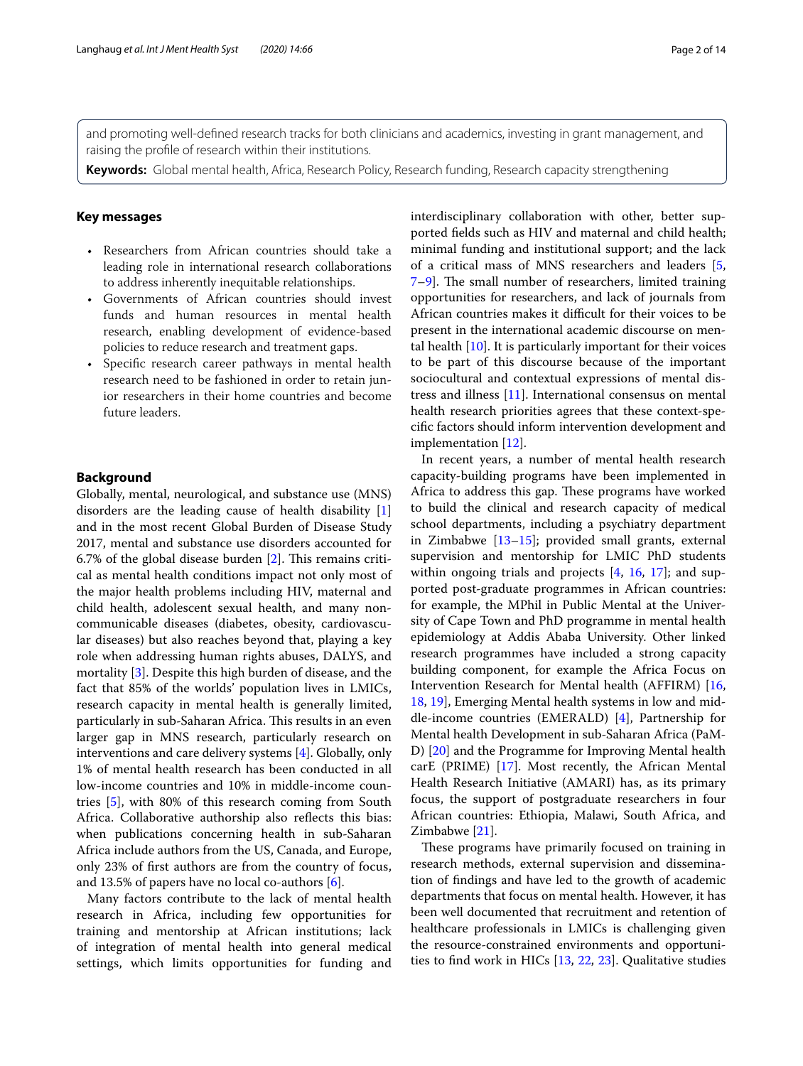and promoting well-defined research tracks for both clinicians and academics, investing in grant management, and raising the profile of research within their institutions.

**Keywords:** Global mental health, Africa, Research Policy, Research funding, Research capacity strengthening

## Key messages

- Researchers from African countries should take a leading role in international research collaborations to address inherently inequitable relationships.
- Governments of African countries should invest funds and human resources in mental health research, enabling development of evidence-based policies to reduce research and treatment gaps.
- Specific research career pathways in mental health research need to be fashioned in order to retain junior researchers in their home countries and become future leaders.

## Background

Globally, mental, neurological, and substance use (MNS) disorders are the leading cause of health disability [1] and in the most recent Global Burden of Disease Study 2017, mental and substance use disorders accounted for 6.7% of the global disease burden [2]. This remains critical as mental health conditions impact not only most of the major health problems including HIV, maternal and child health, adolescent sexual health, and many non-communicable diseases (diabetes, obesity, cardiovascular diseases) but also reaches beyond that, playing a key role when addressing human rights abuses, DALYS, and mortality [3]. Despite this high burden of disease, and the fact that 85% of the worlds' population lives in LMICs, research capacity in mental health is generally limited, particularly in sub-Saharan Africa. This results in an even larger gap in MNS research, particularly research on interventions and care delivery systems [4]. Globally, only 1% of mental health research has been conducted in all low-income countries and 10% in middle-income countries [5], with 80% of this research coming from South Africa. Collaborative authorship also reflects this bias: when publications concerning health in sub-Saharan Africa include authors from the US, Canada, and Europe, only 23% of first authors are from the country of focus, and 13.5% of papers have no local co-authors [6].

Many factors contribute to the lack of mental health research in Africa, including few opportunities for training and mentorship at African institutions; lack of integration of mental health into general medical settings, which limits opportunities for funding and interdisciplinary collaboration with other, better supported fields such as HIV and maternal and child health; minimal funding and institutional support; and the lack of a critical mass of MNS researchers and leaders [5, 7–9]. The small number of researchers, limited training opportunities for researchers, and lack of journals from African countries makes it difficult for their voices to be present in the international academic discourse on mental health [10]. It is particularly important for their voices to be part of this discourse because of the important sociocultural and contextual expressions of mental distress and illness [11]. International consensus on mental health research priorities agrees that these context-specific factors should inform intervention development and implementation [12].

In recent years, a number of mental health research capacity-building programs have been implemented in Africa to address this gap. These programs have worked to build the clinical and research capacity of medical school departments, including a psychiatry department in Zimbabwe [13–15]; provided small grants, external supervision and mentorship for LMIC PhD students within ongoing trials and projects [4, 16, 17]; and supported post-graduate programmes in African countries: for example, the MPhil in Public Mental at the University of Cape Town and PhD programme in mental health epidemiology at Addis Ababa University. Other linked research programmes have included a strong capacity building component, for example the Africa Focus on Intervention Research for Mental health (AFFIRM) [16, 18, 19], Emerging Mental health systems in low and middle-income countries (EMERALD) [4], Partnership for Mental health Development in sub-Saharan Africa (PaM-D) [20] and the Programme for Improving Mental health carE (PRIME) [17]. Most recently, the African Mental Health Research Initiative (AMARI) has, as its primary focus, the support of postgraduate researchers in four African countries: Ethiopia, Malawi, South Africa, and Zimbabwe [21].

These programs have primarily focused on training in research methods, external supervision and dissemination of findings and have led to the growth of academic departments that focus on mental health. However, it has been well documented that recruitment and retention of healthcare professionals in LMICs is challenging given the resource-constrained environments and opportunities to find work in HICs [13, 22, 23]. Qualitative studies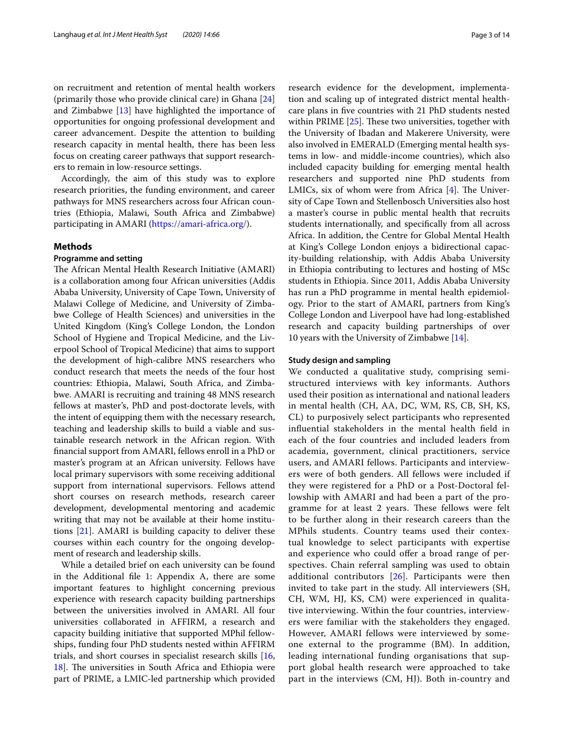on recruitment and retention of mental health workers (primarily those who provide clinical care) in Ghana [24] and Zimbabwe [13] have highlighted the importance of opportunities for ongoing professional development and career advancement. Despite the attention to building research capacity in mental health, there has been less focus on creating career pathways that support researchers to remain in low-resource settings.

Accordingly, the aim of this study was to explore research priorities, the funding environment, and career pathways for MNS researchers across four African countries (Ethiopia, Malawi, South Africa and Zimbabwe) participating in AMARI (https://amari-africa.org/).

## Methods

### Programme and setting

The African Mental Health Research Initiative (AMARI) is a collaboration among four African universities (Addis Ababa University, University of Cape Town, University of Malawi College of Medicine, and University of Zimbabwe College of Health Sciences) and universities in the United Kingdom (King's College London, the London School of Hygiene and Tropical Medicine, and the Liverpool School of Tropical Medicine) that aims to support the development of high-calibre MNS researchers who conduct research that meets the needs of the four host countries: Ethiopia, Malawi, South Africa, and Zimbabwe. AMARI is recruiting and training 48 MNS research fellows at master's, PhD and post-doctorate levels, with the intent of equipping them with the necessary research, teaching and leadership skills to build a viable and sustainable research network in the African region. With financial support from AMARI, fellows enroll in a PhD or master's program at an African university. Fellows have local primary supervisors with some receiving additional support from international supervisors. Fellows attend short courses on research methods, research career development, developmental mentoring and academic writing that may not be available at their home institutions [21]. AMARI is building capacity to deliver these courses within each country for the ongoing development of research and leadership skills.

While a detailed brief on each university can be found in the Additional file 1: Appendix A, there are some important features to highlight concerning previous experience with research capacity building partnerships between the universities involved in AMARI. All four universities collaborated in AFFIRM, a research and capacity building initiative that supported MPhil fellowships, funding four PhD students nested within AFFIRM trials, and short courses in specialist research skills [16, 18]. The universities in South Africa and Ethiopia were part of PRIME, a LMIC-led partnership which provided research evidence for the development, implementation and scaling up of integrated district mental healthcare plans in five countries with 21 PhD students nested within PRIME [25]. These two universities, together with the University of Ibadan and Makerere University, were also involved in EMERALD (Emerging mental health systems in low- and middle-income countries), which also included capacity building for emerging mental health researchers and supported nine PhD students from LMICs, six of whom were from Africa [4]. The University of Cape Town and Stellenbosch Universities also host a master's course in public mental health that recruits students internationally, and specifically from all across Africa. In addition, the Centre for Global Mental Health at King's College London enjoys a bidirectional capacity-building relationship, with Addis Ababa University in Ethiopia contributing to lectures and hosting of MSc students in Ethiopia. Since 2011, Addis Ababa University has run a PhD programme in mental health epidemiology. Prior to the start of AMARI, partners from King's College London and Liverpool have had long-established research and capacity building partnerships of over 10 years with the University of Zimbabwe [14].

### Study design and sampling

We conducted a qualitative study, comprising semi-structured interviews with key informants. Authors used their position as international and national leaders in mental health (CH, AA, DC, WM, RS, CB, SH, KS, CL) to purposively select participants who represented influential stakeholders in the mental health field in each of the four countries and included leaders from academia, government, clinical practitioners, service users, and AMARI fellows. Participants and interviewers were of both genders. All fellows were included if they were registered for a PhD or a Post-Doctoral fellowship with AMARI and had been a part of the programme for at least 2 years. These fellows were felt to be further along in their research careers than the MPhils students. Country teams used their contextual knowledge to select participants with expertise and experience who could offer a broad range of perspectives. Chain referral sampling was used to obtain additional contributors [26]. Participants were then invited to take part in the study. All interviewers (SH, CH, WM, HJ, KS, CM) were experienced in qualitative interviewing. Within the four countries, interviewers were familiar with the stakeholders they engaged. However, AMARI fellows were interviewed by someone external to the programme (BM). In addition, leading international funding organisations that support global health research were approached to take part in the interviews (CM, HJ). Both in-country and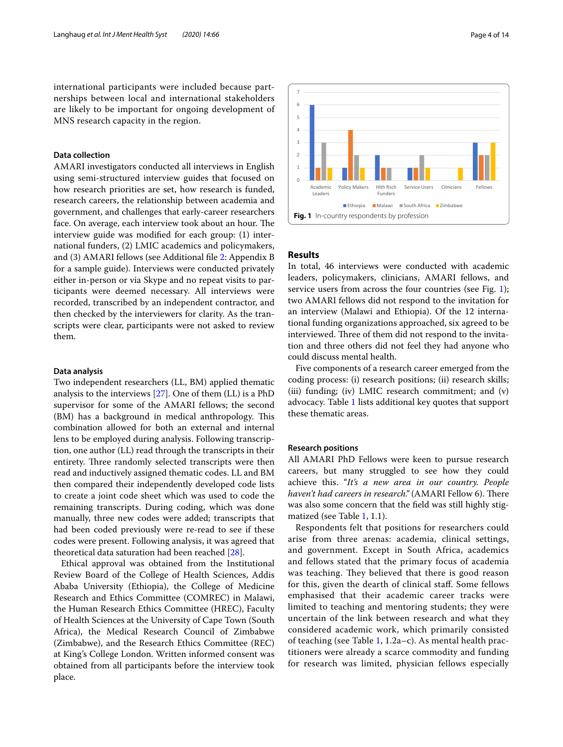international participants were included because partnerships between local and international stakeholders are likely to be important for ongoing development of MNS research capacity in the region.

### Data collection

AMARI investigators conducted all interviews in English using semi-structured interview guides that focused on how research priorities are set, how research is funded, research careers, the relationship between academia and government, and challenges that early-career researchers face. On average, each interview took about an hour. The interview guide was modified for each group: (1) international funders, (2) LMIC academics and policymakers, and (3) AMARI fellows (see Additional file 2: Appendix B for a sample guide). Interviews were conducted privately either in-person or via Skype and no repeat visits to participants were deemed necessary. All interviews were recorded, transcribed by an independent contractor, and then checked by the interviewers for clarity. As the transcripts were clear, participants were not asked to review them.

### Data analysis

Two independent researchers (LL, BM) applied thematic analysis to the interviews [27]. One of them (LL) is a PhD supervisor for some of the AMARI fellows; the second (BM) has a background in medical anthropology. This combination allowed for both an external and internal lens to be employed during analysis. Following transcription, one author (LL) read through the transcripts in their entirety. Three randomly selected transcripts were then read and inductively assigned thematic codes. LL and BM then compared their independently developed code lists to create a joint code sheet which was used to code the remaining transcripts. During coding, which was done manually, three new codes were added; transcripts that had been coded previously were re-read to see if these codes were present. Following analysis, it was agreed that theoretical data saturation had been reached [28].

Ethical approval was obtained from the Institutional Review Board of the College of Health Sciences, Addis Ababa University (Ethiopia), the College of Medicine Research and Ethics Committee (COMREC) in Malawi, the Human Research Ethics Committee (HREC), Faculty of Health Sciences at the University of Cape Town (South Africa), the Medical Research Council of Zimbabwe (Zimbabwe), and the Research Ethics Committee (REC) at King's College London. Written informed consent was obtained from all participants before the interview took place.

**Fig. 1** In-country respondents by profession

## Results

In total, 46 interviews were conducted with academic leaders, policymakers, clinicians, AMARI fellows, and service users from across the four countries (see Fig. 1); two AMARI fellows did not respond to the invitation for an interview (Malawi and Ethiopia). Of the 12 international funding organizations approached, six agreed to be interviewed. Three of them did not respond to the invitation and three others did not feel they had anyone who could discuss mental health.

Five components of a research career emerged from the coding process: (i) research positions; (ii) research skills; (iii) funding; (iv) LMIC research commitment; and (v) advocacy. Table 1 lists additional key quotes that support these thematic areas.

### Research positions

All AMARI PhD Fellows were keen to pursue research careers, but many struggled to see how they could achieve this. "*It's a new area in our country. People haven't had careers in research.*" (AMARI Fellow 6). There was also some concern that the field was still highly stigmatized (see Table 1, 1.1).

Respondents felt that positions for researchers could arise from three arenas: academia, clinical settings, and government. Except in South Africa, academics and fellows stated that the primary focus of academia was teaching. They believed that there is good reason for this, given the dearth of clinical staff. Some fellows emphasised that their academic career tracks were limited to teaching and mentoring students; they were uncertain of the link between research and what they considered academic work, which primarily consisted of teaching (see Table 1, 1.2a–c). As mental health practitioners were already a scarce commodity and funding for research was limited, physician fellows especially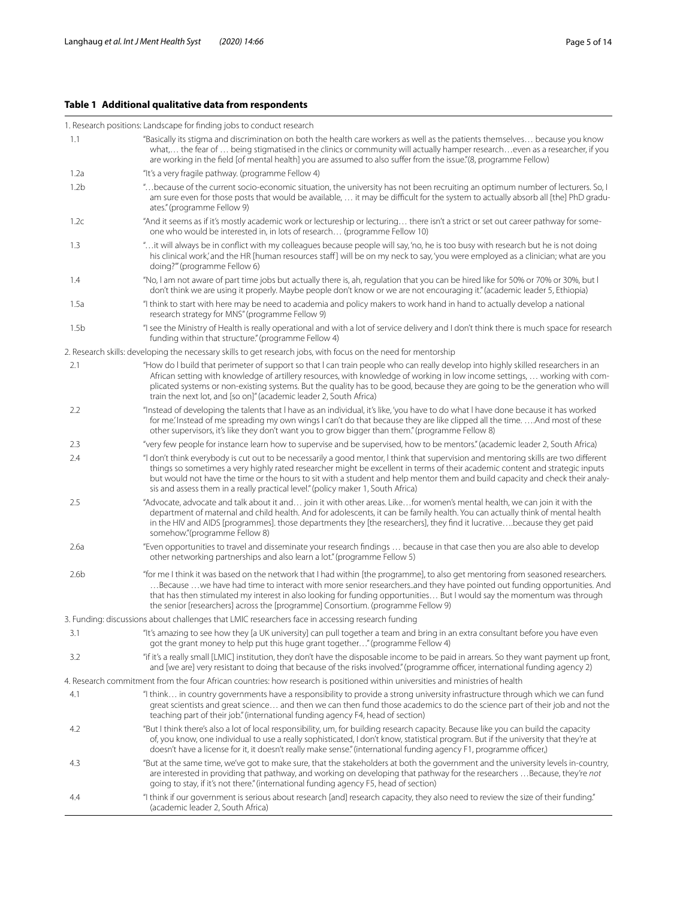**Table 1 Additional qualitative data from respondents**

| | |
|---|---|
| 1. Research positions: Landscape for finding jobs to conduct research | |
| 1.1 | "Basically its stigma and discrimination on both the health care workers as well as the patients themselves… because you know what,… the fear of … being stigmatised in the clinics or community will actually hamper research…even as a researcher, if you are working in the field [of mental health] you are assumed to also suffer from the issue."(8, programme Fellow) |
| 1.2a | "It's a very fragile pathway. (programme Fellow 4) |
| 1.2b | "…because of the current socio-economic situation, the university has not been recruiting an optimum number of lecturers. So, I am sure even for those posts that would be available, … it may be difficult for the system to actually absorb all [the] PhD graduates." (programme Fellow 9) |
| 1.2c | "And it seems as if it's mostly academic work or lectureship or lecturing… there isn't a strict or set out career pathway for someone who would be interested in, in lots of research… (programme Fellow 10) |
| 1.3 | "…it will always be in conflict with my colleagues because people will say, 'no, he is too busy with research but he is not doing his clinical work,' and the HR [human resources staff] will be on my neck to say, 'you were employed as a clinician; what are you doing?'" (programme Fellow 6) |
| 1.4 | "No, I am not aware of part time jobs but actually there is, ah, regulation that you can be hired like for 50% or 70% or 30%, but I don't think we are using it properly. Maybe people don't know or we are not encouraging it." (academic leader 5, Ethiopia) |
| 1.5a | "I think to start with here may be need to academia and policy makers to work hand in hand to actually develop a national research strategy for MNS" (programme Fellow 9) |
| 1.5b | "I see the Ministry of Health is really operational and with a lot of service delivery and I don't think there is much space for research funding within that structure." (programme Fellow 4) |
| 2. Research skills: developing the necessary skills to get research jobs, with focus on the need for mentorship | |
| 2.1 | "How do I build that perimeter of support so that I can train people who can really develop into highly skilled researchers in an African setting with knowledge of artillery resources, with knowledge of working in low income settings, … working with complicated systems or non-existing systems. But the quality has to be good, because they are going to be the generation who will train the next lot, and [so on]" (academic leader 2, South Africa) |
| 2.2 | "Instead of developing the talents that I have as an individual, it's like, 'you have to do what I have done because it has worked for me.' Instead of me spreading my own wings I can't do that because they are like clipped all the time. ….And most of these other supervisors, it's like they don't want you to grow bigger than them." (programme Fellow 8) |
| 2.3 | "very few people for instance learn how to supervise and be supervised, how to be mentors." (academic leader 2, South Africa) |
| 2.4 | "I don't think everybody is cut out to be necessarily a good mentor, I think that supervision and mentoring skills are two different things so sometimes a very highly rated researcher might be excellent in terms of their academic content and strategic inputs but would not have the time or the hours to sit with a student and help mentor them and build capacity and check their analysis and assess them in a really practical level." (policy maker 1, South Africa) |
| 2.5 | "Advocate, advocate and talk about it and… join it with other areas. Like…for women's mental health, we can join it with the department of maternal and child health. And for adolescents, it can be family health. You can actually think of mental health in the HIV and AIDS [programmes]. those departments they [the researchers], they find it lucrative….because they get paid somehow."(programme Fellow 8) |
| 2.6a | "Even opportunities to travel and disseminate your research findings … because in that case then you are also able to develop other networking partnerships and also learn a lot." (programme Fellow 5) |
| 2.6b | "for me I think it was based on the network that I had within [the programme], to also get mentoring from seasoned researchers. …Because …we have had time to interact with more senior researchers..and they have pointed out funding opportunities. And that has then stimulated my interest in also looking for funding opportunities… But I would say the momentum was through the senior [researchers] across the [programme] Consortium. (programme Fellow 9) |
| 3. Funding: discussions about challenges that LMIC researchers face in accessing research funding | |
| 3.1 | "It's amazing to see how they [a UK university] can pull together a team and bring in an extra consultant before you have even got the grant money to help put this huge grant together…" (programme Fellow 4) |
| 3.2 | "if it's a really small [LMIC] institution, they don't have the disposable income to be paid in arrears. So they want payment up front, and [we are] very resistant to doing that because of the risks involved." (programme officer, international funding agency 2) |
| 4. Research commitment from the four African countries: how research is positioned within universities and ministries of health | |
| 4.1 | "I think… in country governments have a responsibility to provide a strong university infrastructure through which we can fund great scientists and great science… and then we can then fund those academics to do the science part of their job and not the teaching part of their job." (international funding agency F4, head of section) |
| 4.2 | "But I think there's also a lot of local responsibility, um, for building research capacity. Because like you can build the capacity of, you know, one individual to use a really sophisticated, I don't know, statistical program. But if the university that they're at doesn't have a license for it, it doesn't really make sense." (international funding agency F1, programme officer,) |
| 4.3 | "But at the same time, we've got to make sure, that the stakeholders at both the government and the university levels in-country, are interested in providing that pathway, and working on developing that pathway for the researchers …Because, they're *not* going to stay, if it's not there." (international funding agency F5, head of section) |
| 4.4 | "I think if our government is serious about research [and] research capacity, they also need to review the size of their funding." (academic leader 2, South Africa) |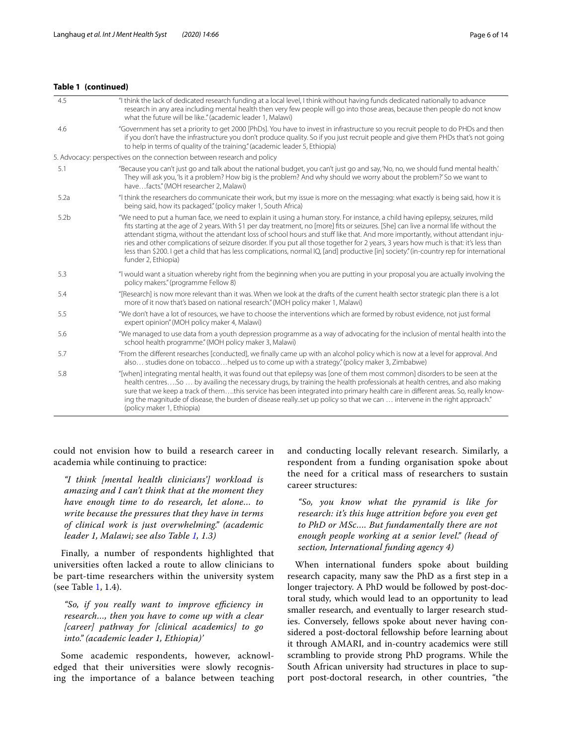**Table 1 (continued)**

| | |
|---|---|
| 4.5 | "I think the lack of dedicated research funding at a local level, I think without having funds dedicated nationally to advance research in any area including mental health then very few people will go into those areas, because then people do not know what the future will be like.." (academic leader 1, Malawi) |
| 4.6 | "Government has set a priority to get 2000 [PhDs]. You have to invest in infrastructure so you recruit people to do PHDs and then if you don't have the infrastructure you don't produce quality. So if you just recruit people and give them PHDs that's not going to help in terms of quality of the training." (academic leader 5, Ethiopia) |
| 5. Advocacy: perspectives on the connection between research and policy | |
| 5.1 | "Because you can't just go and talk about the national budget, you can't just go and say, 'No, no, we should fund mental health.' They will ask you, 'Is it a problem? How big is the problem? And why should we worry about the problem?' So we want to have…facts." (MOH researcher 2, Malawi) |
| 5.2a | "I think the researchers do communicate their work, but my issue is more on the messaging: what exactly is being said, how it is being said, how its packaged." (policy maker 1, South Africa) |
| 5.2b | "We need to put a human face, we need to explain it using a human story. For instance, a child having epilepsy, seizures, mild fits starting at the age of 2 years. With $1 per day treatment, no [more] fits or seizures. [She] can live a normal life without the attendant stigma, without the attendant loss of school hours and stuff like that. And more importantly, without attendant injuries and other complications of seizure disorder. If you put all those together for 2 years, 3 years how much is that: it's less than less than $200. I get a child that has less complications, normal IQ, [and] productive [in] society." (in-country rep for international funder 2, Ethiopia) |
| 5.3 | "I would want a situation whereby right from the beginning when you are putting in your proposal you are actually involving the policy makers." (programme Fellow 8) |
| 5.4 | "[Research] is now more relevant than it was. When we look at the drafts of the current health sector strategic plan there is a lot more of it now that's based on national research." (MOH policy maker 1, Malawi) |
| 5.5 | "We don't have a lot of resources, we have to choose the interventions which are formed by robust evidence, not just formal expert opinion" (MOH policy maker 4, Malawi) |
| 5.6 | "We managed to use data from a youth depression programme as a way of advocating for the inclusion of mental health into the school health programme." (MOH policy maker 3, Malawi) |
| 5.7 | "From the different researches [conducted], we finally came up with an alcohol policy which is now at a level for approval. And also… studies done on tobacco…helped us to come up with a strategy." (policy maker 3, Zimbabwe) |
| 5.8 | "[when] integrating mental health, it was found out that epilepsy was [one of them most common] disorders to be seen at the health centres….So … by availing the necessary drugs, by training the health professionals at health centres, and also making sure that we keep a track of them….this service has been integrated into primary health care in different areas. So, really knowing the magnitude of disease, the burden of disease really..set up policy so that we can … intervene in the right approach." (policy maker 1, Ethiopia) |

could not envision how to build a research career in academia while continuing to practice:

> *"I think [mental health clinicians'] workload is amazing and I can't think that at the moment they have enough time to do research, let alone… to write because the pressures that they have in terms of clinical work is just overwhelming." (academic leader 1, Malawi; see also Table 1, 1.3)*

Finally, a number of respondents highlighted that universities often lacked a route to allow clinicians to be part-time researchers within the university system (see Table 1, 1.4).

> *"So, if you really want to improve efficiency in research…, then you have to come up with a clear [career] pathway for [clinical academics] to go into." (academic leader 1, Ethiopia)'*

Some academic respondents, however, acknowledged that their universities were slowly recognising the importance of a balance between teaching and conducting locally relevant research. Similarly, a respondent from a funding organisation spoke about the need for a critical mass of researchers to sustain career structures:

> *"So, you know what the pyramid is like for research: it's this huge attrition before you even get to PhD or MSc…. But fundamentally there are not enough people working at a senior level." (head of section, International funding agency 4)*

When international funders spoke about building research capacity, many saw the PhD as a first step in a longer trajectory. A PhD would be followed by post-doctoral study, which would lead to an opportunity to lead smaller research, and eventually to larger research studies. Conversely, fellows spoke about never having considered a post-doctoral fellowship before learning about it through AMARI, and in-country academics were still scrambling to provide strong PhD programs. While the South African university had structures in place to support post-doctoral research, in other countries, "the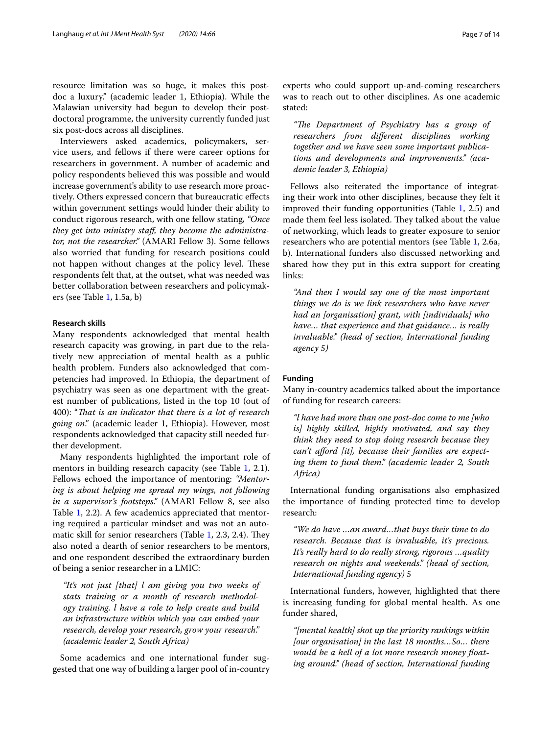resource limitation was so huge, it makes this postdoc a luxury." (academic leader 1, Ethiopia). While the Malawian university had begun to develop their postdoctoral programme, the university currently funded just six post-docs across all disciplines.

Interviewers asked academics, policymakers, service users, and fellows if there were career options for researchers in government. A number of academic and policy respondents believed this was possible and would increase government's ability to use research more proactively. Others expressed concern that bureaucratic effects within government settings would hinder their ability to conduct rigorous research, with one fellow stating, *"Once they get into ministry staff, they become the administrator, not the researcher."* (AMARI Fellow 3). Some fellows also worried that funding for research positions could not happen without changes at the policy level. These respondents felt that, at the outset, what was needed was better collaboration between researchers and policymakers (see Table 1, 1.5a, b)

#### Research skills

Many respondents acknowledged that mental health research capacity was growing, in part due to the relatively new appreciation of mental health as a public health problem. Funders also acknowledged that competencies had improved. In Ethiopia, the department of psychiatry was seen as one department with the greatest number of publications, listed in the top 10 (out of 400): "*That is an indicator that there is a lot of research going on*." (academic leader 1, Ethiopia). However, most respondents acknowledged that capacity still needed further development.

Many respondents highlighted the important role of mentors in building research capacity (see Table 1, 2.1). Fellows echoed the importance of mentoring: *"Mentoring is about helping me spread my wings, not following in a supervisor's footsteps."* (AMARI Fellow 8, see also Table 1, 2.2). A few academics appreciated that mentoring required a particular mindset and was not an automatic skill for senior researchers (Table 1, 2.3, 2.4). They also noted a dearth of senior researchers to be mentors, and one respondent described the extraordinary burden of being a senior researcher in a LMIC:

> *"It's not just [that] I am giving you two weeks of stats training or a month of research methodology training. I have a role to help create and build an infrastructure within which you can embed your research, develop your research, grow your research." (academic leader 2, South Africa)*

Some academics and one international funder suggested that one way of building a larger pool of in-country experts who could support up-and-coming researchers was to reach out to other disciplines. As one academic stated:

> *"The Department of Psychiatry has a group of researchers from different disciplines working together and we have seen some important publications and developments and improvements." (academic leader 3, Ethiopia)*

Fellows also reiterated the importance of integrating their work into other disciplines, because they felt it improved their funding opportunities (Table 1, 2.5) and made them feel less isolated. They talked about the value of networking, which leads to greater exposure to senior researchers who are potential mentors (see Table 1, 2.6a, b). International funders also discussed networking and shared how they put in this extra support for creating links:

> *"And then I would say one of the most important things we do is we link researchers who have never had an [organisation] grant, with [individuals] who have… that experience and that guidance… is really invaluable." (head of section, International funding agency 5)*

#### Funding

Many in-country academics talked about the importance of funding for research careers:

> *"I have had more than one post-doc come to me [who is] highly skilled, highly motivated, and say they think they need to stop doing research because they can't afford [it], because their families are expecting them to fund them." (academic leader 2, South Africa)*

International funding organisations also emphasized the importance of funding protected time to develop research:

> *"We do have …an award…that buys their time to do research. Because that is invaluable, it's precious. It's really hard to do really strong, rigorous …quality research on nights and weekends." (head of section, International funding agency) 5*

International funders, however, highlighted that there is increasing funding for global mental health. As one funder shared,

> *"[mental health] shot up the priority rankings within [our organisation] in the last 18 months…So… there would be a hell of a lot more research money floating around." (head of section, International funding*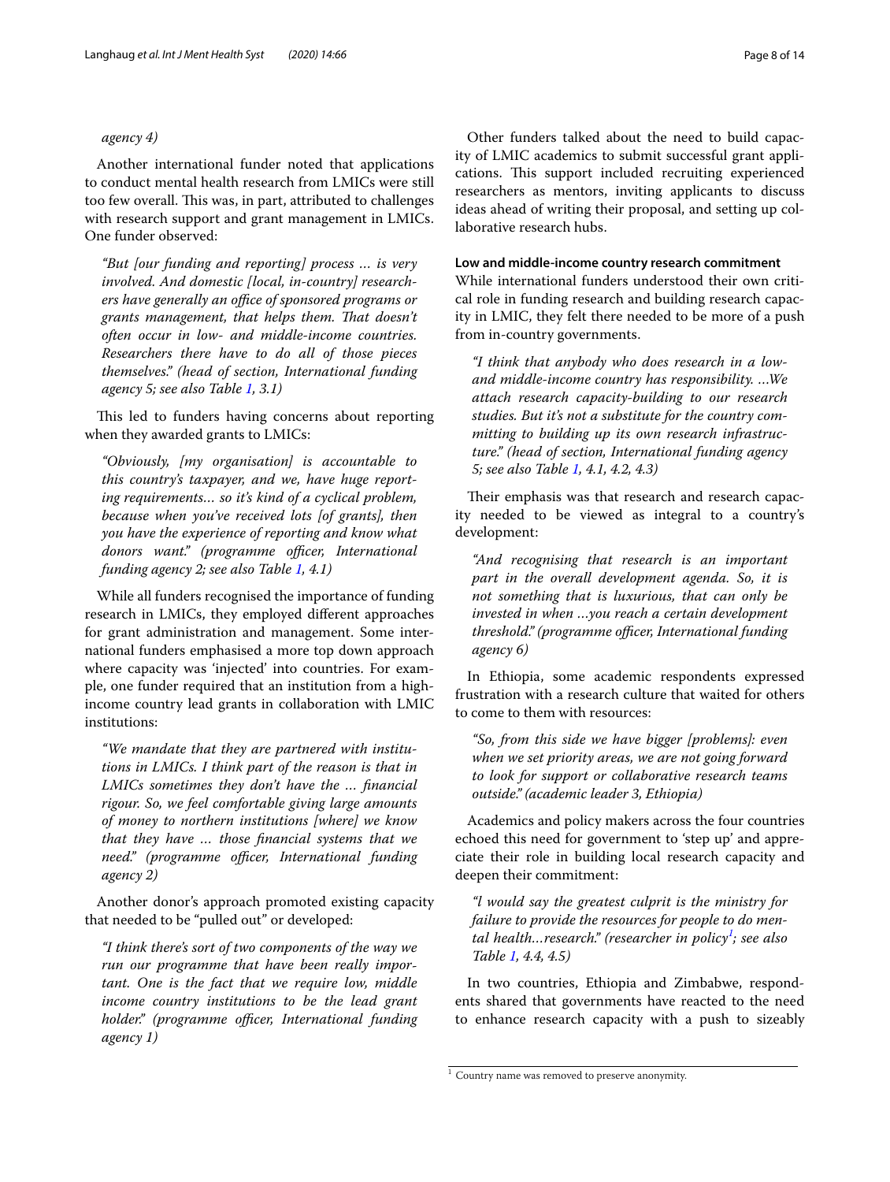agency 4)

Another international funder noted that applications to conduct mental health research from LMICs were still too few overall. This was, in part, attributed to challenges with research support and grant management in LMICs. One funder observed:

> *"But [our funding and reporting] process … is very involved. And domestic [local, in-country] researchers have generally an office of sponsored programs or grants management, that helps them. That doesn't often occur in low- and middle-income countries. Researchers there have to do all of those pieces themselves." (head of section, International funding agency 5; see also Table 1, 3.1)*

This led to funders having concerns about reporting when they awarded grants to LMICs:

> *"Obviously, [my organisation] is accountable to this country's taxpayer, and we, have huge reporting requirements… so it's kind of a cyclical problem, because when you've received lots [of grants], then you have the experience of reporting and know what donors want." (programme officer, International funding agency 2; see also Table 1, 4.1)*

While all funders recognised the importance of funding research in LMICs, they employed different approaches for grant administration and management. Some international funders emphasised a more top down approach where capacity was 'injected' into countries. For example, one funder required that an institution from a high-income country lead grants in collaboration with LMIC institutions:

> *"We mandate that they are partnered with institutions in LMICs. I think part of the reason is that in LMICs sometimes they don't have the … financial rigour. So, we feel comfortable giving large amounts of money to northern institutions [where] we know that they have … those financial systems that we need." (programme officer, International funding agency 2)*

Another donor's approach promoted existing capacity that needed to be "pulled out" or developed:

> *"I think there's sort of two components of the way we run our programme that have been really important. One is the fact that we require low, middle income country institutions to be the lead grant holder." (programme officer, International funding agency 1)*

Other funders talked about the need to build capacity of LMIC academics to submit successful grant applications. This support included recruiting experienced researchers as mentors, inviting applicants to discuss ideas ahead of writing their proposal, and setting up collaborative research hubs.

#### Low and middle-income country research commitment

While international funders understood their own critical role in funding research and building research capacity in LMIC, they felt there needed to be more of a push from in-country governments.

> *"I think that anybody who does research in a low- and middle-income country has responsibility. …We attach research capacity-building to our research studies. But it's not a substitute for the country committing to building up its own research infrastructure." (head of section, International funding agency 5; see also Table 1, 4.1, 4.2, 4.3)*

Their emphasis was that research and research capacity needed to be viewed as integral to a country's development:

> *"And recognising that research is an important part in the overall development agenda. So, it is not something that is luxurious, that can only be invested in when …you reach a certain development threshold." (programme officer, International funding agency 6)*

In Ethiopia, some academic respondents expressed frustration with a research culture that waited for others to come to them with resources:

> *"So, from this side we have bigger [problems]: even when we set priority areas, we are not going forward to look for support or collaborative research teams outside." (academic leader 3, Ethiopia)*

Academics and policy makers across the four countries echoed this need for government to 'step up' and appreciate their role in building local research capacity and deepen their commitment:

> *"I would say the greatest culprit is the ministry for failure to provide the resources for people to do mental health…research." (researcher in policy[1]; see also Table 1, 4.4, 4.5)*

In two countries, Ethiopia and Zimbabwe, respondents shared that governments have reacted to the need to enhance research capacity with a push to sizeably

[1] Country name was removed to preserve anonymity.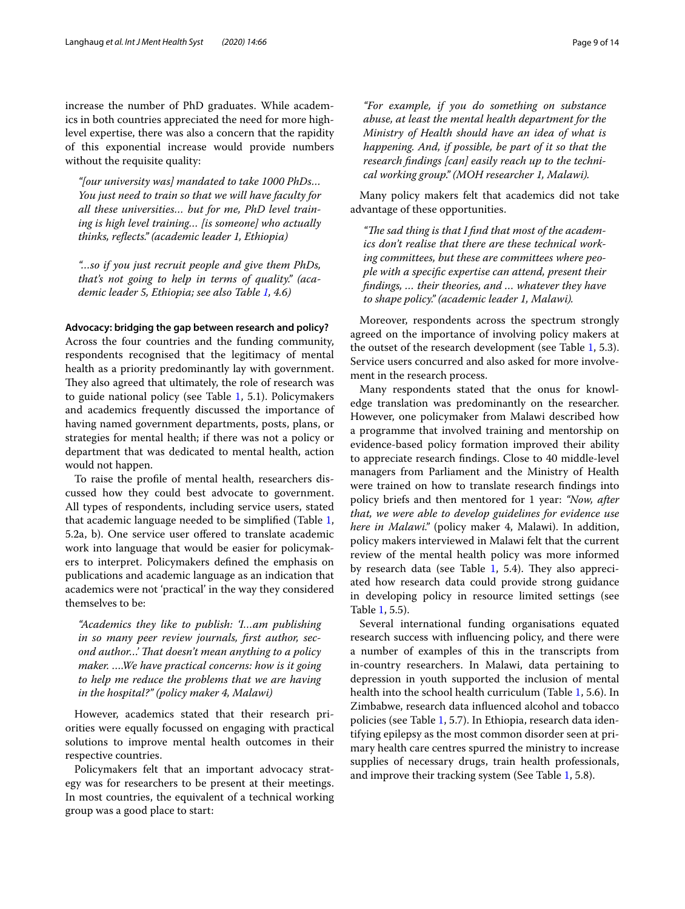increase the number of PhD graduates. While academics in both countries appreciated the need for more high-level expertise, there was also a concern that the rapidity of this exponential increase would provide numbers without the requisite quality:

> *"[our university was] mandated to take 1000 PhDs… You just need to train so that we will have faculty for all these universities… but for me, PhD level training is high level training… [is someone] who actually thinks, reflects." (academic leader 1, Ethiopia)*

> *"…so if you just recruit people and give them PhDs, that's not going to help in terms of quality." (academic leader 5, Ethiopia; see also Table 1, 4.6)*

### Advocacy: bridging the gap between research and policy?

Across the four countries and the funding community, respondents recognised that the legitimacy of mental health as a priority predominantly lay with government. They also agreed that ultimately, the role of research was to guide national policy (see Table 1, 5.1). Policymakers and academics frequently discussed the importance of having named government departments, posts, plans, or strategies for mental health; if there was not a policy or department that was dedicated to mental health, action would not happen.

To raise the profile of mental health, researchers discussed how they could best advocate to government. All types of respondents, including service users, stated that academic language needed to be simplified (Table 1, 5.2a, b). One service user offered to translate academic work into language that would be easier for policymakers to interpret. Policymakers defined the emphasis on publications and academic language as an indication that academics were not 'practical' in the way they considered themselves to be:

> *"Academics they like to publish: 'I…am publishing in so many peer review journals, first author, second author…' That doesn't mean anything to a policy maker. ….We have practical concerns: how is it going to help me reduce the problems that we are having in the hospital?" (policy maker 4, Malawi)*

However, academics stated that their research priorities were equally focussed on engaging with practical solutions to improve mental health outcomes in their respective countries.

Policymakers felt that an important advocacy strategy was for researchers to be present at their meetings. In most countries, the equivalent of a technical working group was a good place to start:

> *"For example, if you do something on substance abuse, at least the mental health department for the Ministry of Health should have an idea of what is happening. And, if possible, be part of it so that the research findings [can] easily reach up to the technical working group." (MOH researcher 1, Malawi).*

Many policy makers felt that academics did not take advantage of these opportunities.

> *"The sad thing is that I find that most of the academics don't realise that there are these technical working committees, but these are committees where people with a specific expertise can attend, present their findings, … their theories, and … whatever they have to shape policy." (academic leader 1, Malawi).*

Moreover, respondents across the spectrum strongly agreed on the importance of involving policy makers at the outset of the research development (see Table 1, 5.3). Service users concurred and also asked for more involvement in the research process.

Many respondents stated that the onus for knowledge translation was predominantly on the researcher. However, one policymaker from Malawi described how a programme that involved training and mentorship on evidence-based policy formation improved their ability to appreciate research findings. Close to 40 middle-level managers from Parliament and the Ministry of Health were trained on how to translate research findings into policy briefs and then mentored for 1 year: *"Now, after that, we were able to develop guidelines for evidence use here in Malawi."* (policy maker 4, Malawi). In addition, policy makers interviewed in Malawi felt that the current review of the mental health policy was more informed by research data (see Table 1, 5.4). They also appreciated how research data could provide strong guidance in developing policy in resource limited settings (see Table 1, 5.5).

Several international funding organisations equated research success with influencing policy, and there were a number of examples of this in the transcripts from in-country researchers. In Malawi, data pertaining to depression in youth supported the inclusion of mental health into the school health curriculum (Table 1, 5.6). In Zimbabwe, research data influenced alcohol and tobacco policies (see Table 1, 5.7). In Ethiopia, research data identifying epilepsy as the most common disorder seen at primary health care centres spurred the ministry to increase supplies of necessary drugs, train health professionals, and improve their tracking system (See Table 1, 5.8).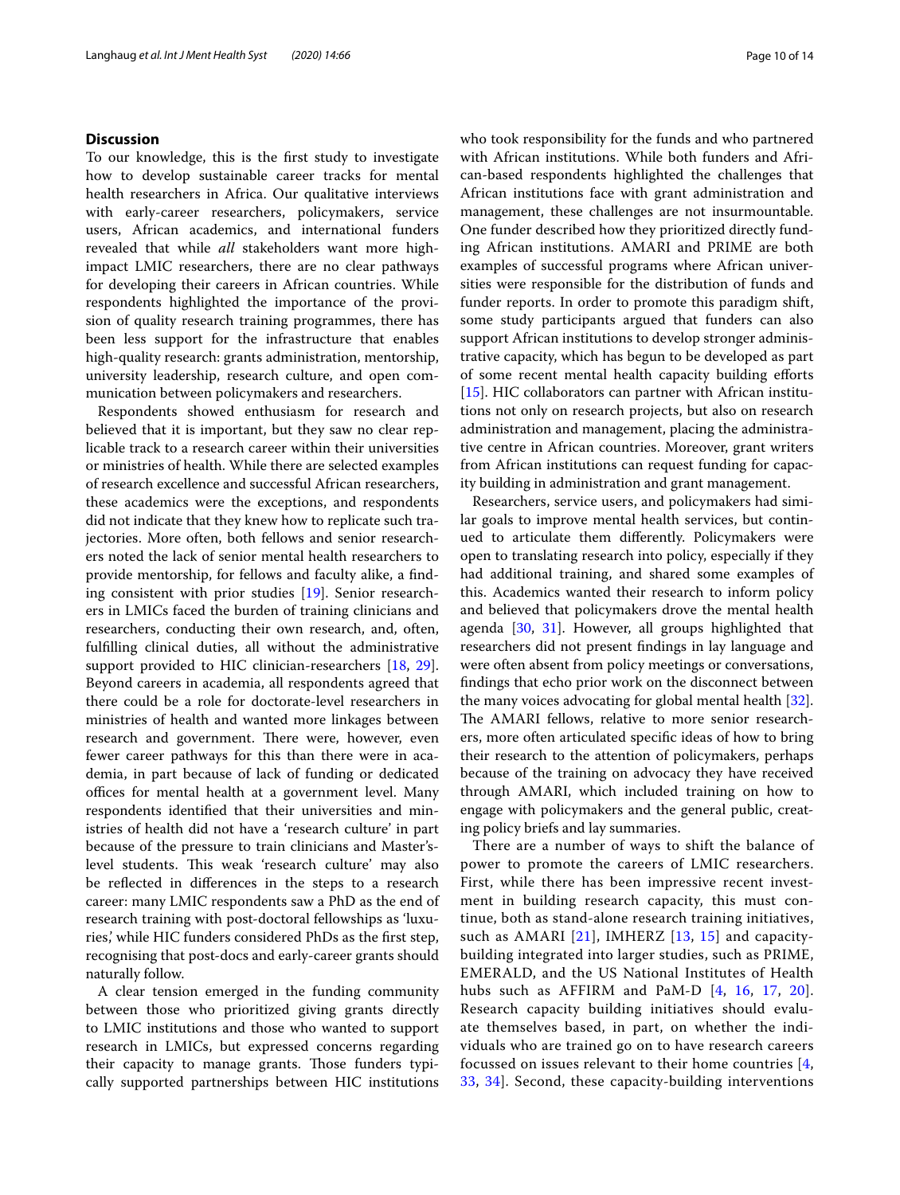## Discussion

To our knowledge, this is the first study to investigate how to develop sustainable career tracks for mental health researchers in Africa. Our qualitative interviews with early-career researchers, policymakers, service users, African academics, and international funders revealed that while *all* stakeholders want more high-impact LMIC researchers, there are no clear pathways for developing their careers in African countries. While respondents highlighted the importance of the provision of quality research training programmes, there has been less support for the infrastructure that enables high-quality research: grants administration, mentorship, university leadership, research culture, and open communication between policymakers and researchers.

Respondents showed enthusiasm for research and believed that it is important, but they saw no clear replicable track to a research career within their universities or ministries of health. While there are selected examples of research excellence and successful African researchers, these academics were the exceptions, and respondents did not indicate that they knew how to replicate such trajectories. More often, both fellows and senior researchers noted the lack of senior mental health researchers to provide mentorship, for fellows and faculty alike, a finding consistent with prior studies [19]. Senior researchers in LMICs faced the burden of training clinicians and researchers, conducting their own research, and, often, fulfilling clinical duties, all without the administrative support provided to HIC clinician-researchers [18, 29]. Beyond careers in academia, all respondents agreed that there could be a role for doctorate-level researchers in ministries of health and wanted more linkages between research and government. There were, however, even fewer career pathways for this than there were in academia, in part because of lack of funding or dedicated offices for mental health at a government level. Many respondents identified that their universities and ministries of health did not have a 'research culture' in part because of the pressure to train clinicians and Master's-level students. This weak 'research culture' may also be reflected in differences in the steps to a research career: many LMIC respondents saw a PhD as the end of research training with post-doctoral fellowships as 'luxuries,' while HIC funders considered PhDs as the first step, recognising that post-docs and early-career grants should naturally follow.

A clear tension emerged in the funding community between those who prioritized giving grants directly to LMIC institutions and those who wanted to support research in LMICs, but expressed concerns regarding their capacity to manage grants. Those funders typically supported partnerships between HIC institutions who took responsibility for the funds and who partnered with African institutions. While both funders and African-based respondents highlighted the challenges that African institutions face with grant administration and management, these challenges are not insurmountable. One funder described how they prioritized directly funding African institutions. AMARI and PRIME are both examples of successful programs where African universities were responsible for the distribution of funds and funder reports. In order to promote this paradigm shift, some study participants argued that funders can also support African institutions to develop stronger administrative capacity, which has begun to be developed as part of some recent mental health capacity building efforts [15]. HIC collaborators can partner with African institutions not only on research projects, but also on research administration and management, placing the administrative centre in African countries. Moreover, grant writers from African institutions can request funding for capacity building in administration and grant management.

Researchers, service users, and policymakers had similar goals to improve mental health services, but continued to articulate them differently. Policymakers were open to translating research into policy, especially if they had additional training, and shared some examples of this. Academics wanted their research to inform policy and believed that policymakers drove the mental health agenda [30, 31]. However, all groups highlighted that researchers did not present findings in lay language and were often absent from policy meetings or conversations, findings that echo prior work on the disconnect between the many voices advocating for global mental health [32]. The AMARI fellows, relative to more senior researchers, more often articulated specific ideas of how to bring their research to the attention of policymakers, perhaps because of the training on advocacy they have received through AMARI, which included training on how to engage with policymakers and the general public, creating policy briefs and lay summaries.

There are a number of ways to shift the balance of power to promote the careers of LMIC researchers. First, while there has been impressive recent investment in building research capacity, this must continue, both as stand-alone research training initiatives, such as AMARI [21], IMHERZ [13, 15] and capacity-building integrated into larger studies, such as PRIME, EMERALD, and the US National Institutes of Health hubs such as AFFIRM and PaM-D [4, 16, 17, 20]. Research capacity building initiatives should evaluate themselves based, in part, on whether the individuals who are trained go on to have research careers focussed on issues relevant to their home countries [4, 33, 34]. Second, these capacity-building interventions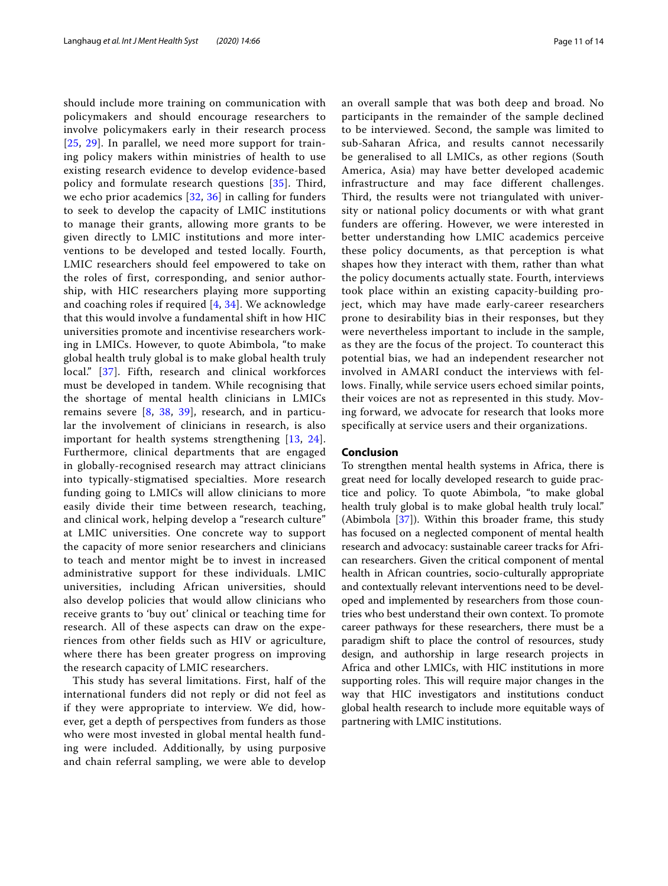should include more training on communication with policymakers and should encourage researchers to involve policymakers early in their research process [25, 29]. In parallel, we need more support for training policy makers within ministries of health to use existing research evidence to develop evidence-based policy and formulate research questions [35]. Third, we echo prior academics [32, 36] in calling for funders to seek to develop the capacity of LMIC institutions to manage their grants, allowing more grants to be given directly to LMIC institutions and more interventions to be developed and tested locally. Fourth, LMIC researchers should feel empowered to take on the roles of first, corresponding, and senior authorship, with HIC researchers playing more supporting and coaching roles if required [4, 34]. We acknowledge that this would involve a fundamental shift in how HIC universities promote and incentivise researchers working in LMICs. However, to quote Abimbola, "to make global health truly global is to make global health truly local." [37]. Fifth, research and clinical workforces must be developed in tandem. While recognising that the shortage of mental health clinicians in LMICs remains severe [8, 38, 39], research, and in particular the involvement of clinicians in research, is also important for health systems strengthening [13, 24]. Furthermore, clinical departments that are engaged in globally-recognised research may attract clinicians into typically-stigmatised specialties. More research funding going to LMICs will allow clinicians to more easily divide their time between research, teaching, and clinical work, helping develop a "research culture" at LMIC universities. One concrete way to support the capacity of more senior researchers and clinicians to teach and mentor might be to invest in increased administrative support for these individuals. LMIC universities, including African universities, should also develop policies that would allow clinicians who receive grants to 'buy out' clinical or teaching time for research. All of these aspects can draw on the experiences from other fields such as HIV or agriculture, where there has been greater progress on improving the research capacity of LMIC researchers.

This study has several limitations. First, half of the international funders did not reply or did not feel as if they were appropriate to interview. We did, however, get a depth of perspectives from funders as those who were most invested in global mental health funding were included. Additionally, by using purposive and chain referral sampling, we were able to develop an overall sample that was both deep and broad. No participants in the remainder of the sample declined to be interviewed. Second, the sample was limited to sub-Saharan Africa, and results cannot necessarily be generalised to all LMICs, as other regions (South America, Asia) may have better developed academic infrastructure and may face different challenges. Third, the results were not triangulated with university or national policy documents or with what grant funders are offering. However, we were interested in better understanding how LMIC academics perceive these policy documents, as that perception is what shapes how they interact with them, rather than what the policy documents actually state. Fourth, interviews took place within an existing capacity-building project, which may have made early-career researchers prone to desirability bias in their responses, but they were nevertheless important to include in the sample, as they are the focus of the project. To counteract this potential bias, we had an independent researcher not involved in AMARI conduct the interviews with fellows. Finally, while service users echoed similar points, their voices are not as represented in this study. Moving forward, we advocate for research that looks more specifically at service users and their organizations.

## Conclusion

To strengthen mental health systems in Africa, there is great need for locally developed research to guide practice and policy. To quote Abimbola, "to make global health truly global is to make global health truly local." (Abimbola [37]). Within this broader frame, this study has focused on a neglected component of mental health research and advocacy: sustainable career tracks for African researchers. Given the critical component of mental health in African countries, socio-culturally appropriate and contextually relevant interventions need to be developed and implemented by researchers from those countries who best understand their own context. To promote career pathways for these researchers, there must be a paradigm shift to place the control of resources, study design, and authorship in large research projects in Africa and other LMICs, with HIC institutions in more supporting roles. This will require major changes in the way that HIC investigators and institutions conduct global health research to include more equitable ways of partnering with LMIC institutions.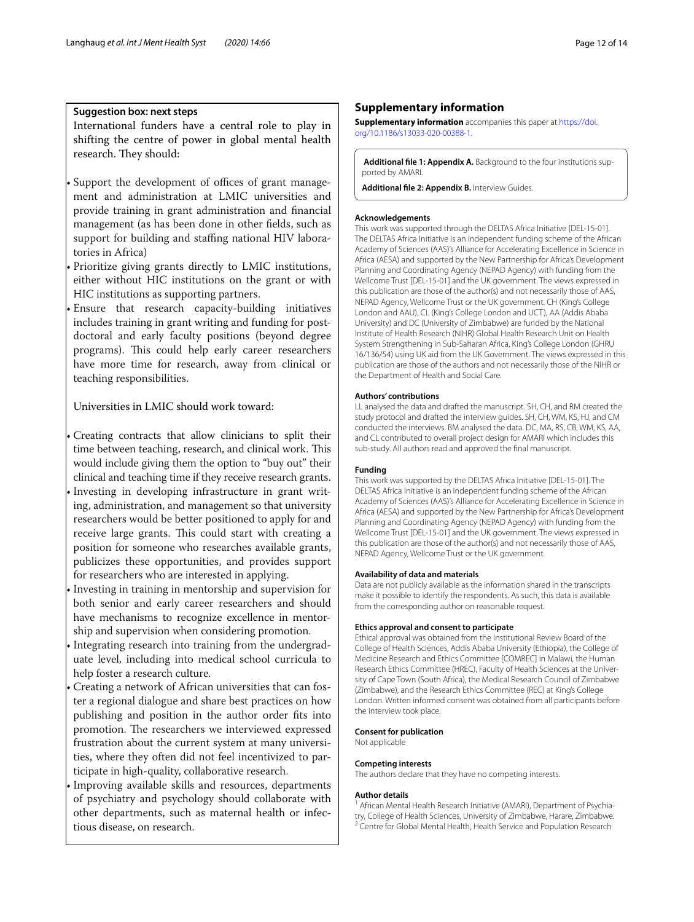**Suggestion box: next steps**

International funders have a central role to play in shifting the centre of power in global mental health research. They should:

- Support the development of offices of grant management and administration at LMIC universities and provide training in grant administration and financial management (as has been done in other fields, such as support for building and staffing national HIV laboratories in Africa)
- Prioritize giving grants directly to LMIC institutions, either without HIC institutions on the grant or with HIC institutions as supporting partners.
- Ensure that research capacity-building initiatives includes training in grant writing and funding for post-doctoral and early faculty positions (beyond degree programs). This could help early career researchers have more time for research, away from clinical or teaching responsibilities.

Universities in LMIC should work toward:

- Creating contracts that allow clinicians to split their time between teaching, research, and clinical work. This would include giving them the option to "buy out" their clinical and teaching time if they receive research grants.
- Investing in developing infrastructure in grant writing, administration, and management so that university researchers would be better positioned to apply for and receive large grants. This could start with creating a position for someone who researches available grants, publicizes these opportunities, and provides support for researchers who are interested in applying.
- Investing in training in mentorship and supervision for both senior and early career researchers and should have mechanisms to recognize excellence in mentorship and supervision when considering promotion.
- Integrating research into training from the undergraduate level, including into medical school curricula to help foster a research culture.
- Creating a network of African universities that can foster a regional dialogue and share best practices on how publishing and position in the author order fits into promotion. The researchers we interviewed expressed frustration about the current system at many universities, where they often did not feel incentivized to participate in high-quality, collaborative research.
- Improving available skills and resources, departments of psychiatry and psychology should collaborate with other departments, such as maternal health or infectious disease, on research.

## Supplementary information

**Supplementary information** accompanies this paper at https://doi.org/10.1186/s13033-020-00388-1.

**Additional file 1: Appendix A.** Background to the four institutions supported by AMARI.

**Additional file 2: Appendix B.** Interview Guides.

#### Acknowledgements

This work was supported through the DELTAS Africa Initiative [DEL-15-01]. The DELTAS Africa Initiative is an independent funding scheme of the African Academy of Sciences (AAS)'s Alliance for Accelerating Excellence in Science in Africa (AESA) and supported by the New Partnership for Africa's Development Planning and Coordinating Agency (NEPAD Agency) with funding from the Wellcome Trust [DEL-15-01] and the UK government. The views expressed in this publication are those of the author(s) and not necessarily those of AAS, NEPAD Agency, Wellcome Trust or the UK government. CH (King's College London and AAU), CL (King's College London and UCT), AA (Addis Ababa University) and DC (University of Zimbabwe) are funded by the National Institute of Health Research (NIHR) Global Health Research Unit on Health System Strengthening in Sub-Saharan Africa, King's College London (GHRU 16/136/54) using UK aid from the UK Government. The views expressed in this publication are those of the authors and not necessarily those of the NIHR or the Department of Health and Social Care.

#### Authors' contributions

LL analysed the data and drafted the manuscript. SH, CH, and RM created the study protocol and drafted the interview guides. SH, CH, WM, KS, HJ, and CM conducted the interviews. BM analysed the data. DC, MA, RS, CB, WM, KS, AA, and CL contributed to overall project design for AMARI which includes this sub-study. All authors read and approved the final manuscript.

#### Funding

This work was supported by the DELTAS Africa Initiative [DEL-15-01]. The DELTAS Africa Initiative is an independent funding scheme of the African Academy of Sciences (AAS)'s Alliance for Accelerating Excellence in Science in Africa (AESA) and supported by the New Partnership for Africa's Development Planning and Coordinating Agency (NEPAD Agency) with funding from the Wellcome Trust [DEL-15-01] and the UK government. The views expressed in this publication are those of the author(s) and not necessarily those of AAS, NEPAD Agency, Wellcome Trust or the UK government.

#### Availability of data and materials

Data are not publicly available as the information shared in the transcripts make it possible to identify the respondents. As such, this data is available from the corresponding author on reasonable request.

#### Ethics approval and consent to participate

Ethical approval was obtained from the Institutional Review Board of the College of Health Sciences, Addis Ababa University (Ethiopia), the College of Medicine Research and Ethics Committee [COMREC] in Malawi, the Human Research Ethics Committee (HREC), Faculty of Health Sciences at the University of Cape Town (South Africa), the Medical Research Council of Zimbabwe (Zimbabwe), and the Research Ethics Committee (REC) at King's College London. Written informed consent was obtained from all participants before the interview took place.

#### Consent for publication

Not applicable

#### Competing interests

The authors declare that they have no competing interests.

#### Author details

[1] African Mental Health Research Initiative (AMARI), Department of Psychiatry, College of Health Sciences, University of Zimbabwe, Harare, Zimbabwe. [2] Centre for Global Mental Health, Health Service and Population Research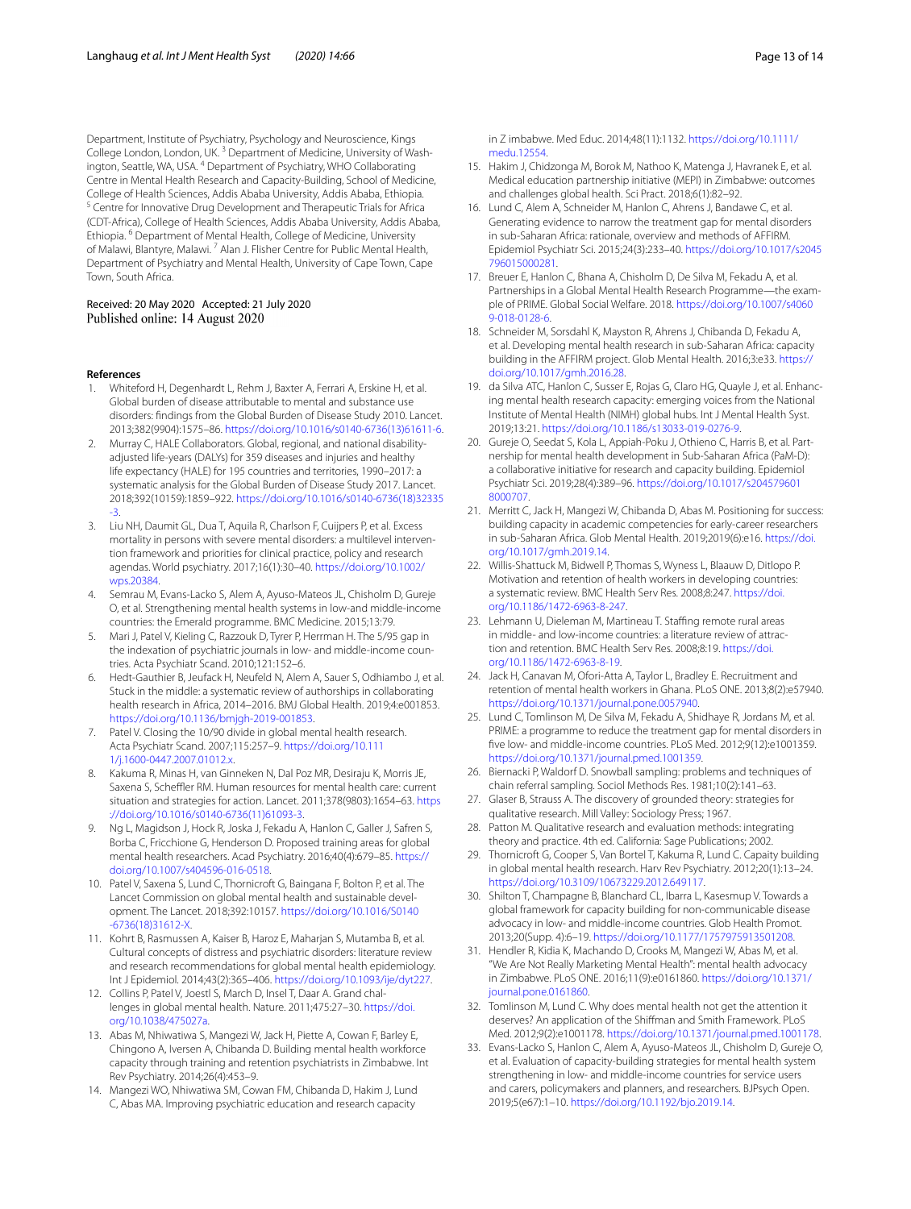Department, Institute of Psychiatry, Psychology and Neuroscience, Kings College London, London, UK. [3] Department of Medicine, University of Washington, Seattle, WA, USA. [4] Department of Psychiatry, WHO Collaborating Centre in Mental Health Research and Capacity-Building, School of Medicine, College of Health Sciences, Addis Ababa University, Addis Ababa, Ethiopia. [5] Centre for Innovative Drug Development and Therapeutic Trials for Africa (CDT-Africa), College of Health Sciences, Addis Ababa University, Addis Ababa, Ethiopia. [6] Department of Mental Health, College of Medicine, University of Malawi, Blantyre, Malawi. [7] Alan J. Flisher Centre for Public Mental Health, Department of Psychiatry and Mental Health, University of Cape Town, Cape Town, South Africa.

Received: 20 May 2020 Accepted: 21 July 2020
Published online: 14 August 2020

## References

1. Whiteford H, Degenhardt L, Rehm J, Baxter A, Ferrari A, Erskine H, et al. Global burden of disease attributable to mental and substance use disorders: findings from the Global Burden of Disease Study 2010. Lancet. 2013;382(9904):1575–86. https://doi.org/10.1016/s0140-6736(13)61611-6.
2. Murray C, HALE Collaborators. Global, regional, and national disability-adjusted life-years (DALYs) for 359 diseases and injuries and healthy life expectancy (HALE) for 195 countries and territories, 1990–2017: a systematic analysis for the Global Burden of Disease Study 2017. Lancet. 2018;392(10159):1859–922. https://doi.org/10.1016/s0140-6736(18)32335-3.
3. Liu NH, Daumit GL, Dua T, Aquila R, Charlson F, Cuijpers P, et al. Excess mortality in persons with severe mental disorders: a multilevel intervention framework and priorities for clinical practice, policy and research agendas. World psychiatry. 2017;16(1):30–40. https://doi.org/10.1002/wps.20384.
4. Semrau M, Evans-Lacko S, Alem A, Ayuso-Mateos JL, Chisholm D, Gureje O, et al. Strengthening mental health systems in low-and middle-income countries: the Emerald programme. BMC Medicine. 2015;13:79.
5. Mari J, Patel V, Kieling C, Razzouk D, Tyrer P, Herrman H. The 5/95 gap in the indexation of psychiatric journals in low- and middle-income countries. Acta Psychiatr Scand. 2010;121:152–6.
6. Hedt-Gauthier B, Jeufack H, Neufeld N, Alem A, Sauer S, Odhiambo J, et al. Stuck in the middle: a systematic review of authorships in collaborating health research in Africa, 2014–2016. BMJ Global Health. 2019;4:e001853. https://doi.org/10.1136/bmjgh-2019-001853.
7. Patel V. Closing the 10/90 divide in global mental health research. Acta Psychiatr Scand. 2007;115:257–9. https://doi.org/10.1111/j.1600-0447.2007.01012.x.
8. Kakuma R, Minas H, van Ginneken N, Dal Poz MR, Desiraju K, Morris JE, Saxena S, Scheffler RM. Human resources for mental health care: current situation and strategies for action. Lancet. 2011;378(9803):1654–63. https://doi.org/10.1016/s0140-6736(11)61093-3.
9. Ng L, Magidson J, Hock R, Joska J, Fekadu A, Hanlon C, Galler J, Safren S, Borba C, Fricchione G, Henderson D. Proposed training areas for global mental health researchers. Acad Psychiatry. 2016;40(4):679–85. https://doi.org/10.1007/s404596-016-0518.
10. Patel V, Saxena S, Lund C, Thornicroft G, Baingana F, Bolton P, et al. The Lancet Commission on global mental health and sustainable development. The Lancet. 2018;392:10157. https://doi.org/10.1016/S0140-6736(18)31612-X.
11. Kohrt B, Rasmussen A, Kaiser B, Haroz E, Maharjan S, Mutamba B, et al. Cultural concepts of distress and psychiatric disorders: literature review and research recommendations for global mental health epidemiology. Int J Epidemiol. 2014;43(2):365–406. https://doi.org/10.1093/ije/dyt227.
12. Collins P, Patel V, Joestl S, March D, Insel T, Daar A. Grand challenges in global mental health. Nature. 2011;475:27–30. https://doi.org/10.1038/475027a.
13. Abas M, Nhiwatiwa S, Mangezi W, Jack H, Piette A, Cowan F, Barley E, Chingono A, Iversen A, Chibanda D. Building mental health workforce capacity through training and retention psychiatrists in Zimbabwe. Int Rev Psychiatry. 2014;26(4):453–9.
14. Mangezi WO, Nhiwatiwa SM, Cowan FM, Chibanda D, Hakim J, Lund C, Abas MA. Improving psychiatric education and research capacity in Z imbabwe. Med Educ. 2014;48(11):1132. https://doi.org/10.1111/medu.12554.
15. Hakim J, Chidzonga M, Borok M, Nathoo K, Matenga J, Havranek E, et al. Medical education partnership initiative (MEPI) in Zimbabwe: outcomes and challenges global health. Sci Pract. 2018;6(1):82–92.
16. Lund C, Alem A, Schneider M, Hanlon C, Ahrens J, Bandawe C, et al. Generating evidence to narrow the treatment gap for mental disorders in sub-Saharan Africa: rationale, overview and methods of AFFIRM. Epidemiol Psychiatr Sci. 2015;24(3):233–40. https://doi.org/10.1017/s2045796015000281.
17. Breuer E, Hanlon C, Bhana A, Chisholm D, De Silva M, Fekadu A, et al. Partnerships in a Global Mental Health Research Programme—the example of PRIME. Global Social Welfare. 2018. https://doi.org/10.1007/s40609-018-0128-6.
18. Schneider M, Sorsdahl K, Mayston R, Ahrens J, Chibanda D, Fekadu A, et al. Developing mental health research in sub-Saharan Africa: capacity building in the AFFIRM project. Glob Mental Health. 2016;3:e33. https://doi.org/10.1017/gmh.2016.28.
19. da Silva ATC, Hanlon C, Susser E, Rojas G, Claro HG, Quayle J, et al. Enhancing mental health research capacity: emerging voices from the National Institute of Mental Health (NIMH) global hubs. Int J Mental Health Syst. 2019;13:21. https://doi.org/10.1186/s13033-019-0276-9.
20. Gureje O, Seedat S, Kola L, Appiah-Poku J, Othieno C, Harris B, et al. Partnership for mental health development in Sub-Saharan Africa (PaM-D): a collaborative initiative for research and capacity building. Epidemiol Psychiatr Sci. 2019;28(4):389–96. https://doi.org/10.1017/s2045796018000707.
21. Merritt C, Jack H, Mangezi W, Chibanda D, Abas M. Positioning for success: building capacity in academic competencies for early-career researchers in sub-Saharan Africa. Glob Mental Health. 2019;2019(6):e16. https://doi.org/10.1017/gmh.2019.14.
22. Willis-Shattuck M, Bidwell P, Thomas S, Wyness L, Blaauw D, Ditlopo P. Motivation and retention of health workers in developing countries: a systematic review. BMC Health Serv Res. 2008;8:247. https://doi.org/10.1186/1472-6963-8-247.
23. Lehmann U, Dieleman M, Martineau T. Staffing remote rural areas in middle- and low-income countries: a literature review of attraction and retention. BMC Health Serv Res. 2008;8:19. https://doi.org/10.1186/1472-6963-8-19.
24. Jack H, Canavan M, Ofori-Atta A, Taylor L, Bradley E. Recruitment and retention of mental health workers in Ghana. PLoS ONE. 2013;8(2):e57940. https://doi.org/10.1371/journal.pone.0057940.
25. Lund C, Tomlinson M, De Silva M, Fekadu A, Shidhaye R, Jordans M, et al. PRIME: a programme to reduce the treatment gap for mental disorders in five low- and middle-income countries. PLoS Med. 2012;9(12):e1001359. https://doi.org/10.1371/journal.pmed.1001359.
26. Biernacki P, Waldorf D. Snowball sampling: problems and techniques of chain referral sampling. Sociol Methods Res. 1981;10(2):141–63.
27. Glaser B, Strauss A. The discovery of grounded theory: strategies for qualitative research. Mill Valley: Sociology Press; 1967.
28. Patton M. Qualitative research and evaluation methods: integrating theory and practice. 4th ed. California: Sage Publications; 2002.
29. Thornicroft G, Cooper S, Van Bortel T, Kakuma R, Lund C. Capaity building in global mental health research. Harv Rev Psychiatry. 2012;20(1):13–24. https://doi.org/10.3109/10673229.2012.649117.
30. Shilton T, Champagne B, Blanchard CL, Ibarra L, Kasesmup V. Towards a global framework for capacity building for non-communicable disease advocacy in low- and middle-income countries. Glob Health Promot. 2013;20(Supp. 4):6–19. https://doi.org/10.1177/1757975913501208.
31. Hendler R, Kidia K, Machando D, Crooks M, Mangezi W, Abas M, et al. "We Are Not Really Marketing Mental Health": mental health advocacy in Zimbabwe. PLoS ONE. 2016;11(9):e0161860. https://doi.org/10.1371/journal.pone.0161860.
32. Tomlinson M, Lund C. Why does mental health not get the attention it deserves? An application of the Shiffman and Smith Framework. PLoS Med. 2012;9(2):e1001178. https://doi.org/10.1371/journal.pmed.1001178.
33. Evans-Lacko S, Hanlon C, Alem A, Ayuso-Mateos JL, Chisholm D, Gureje O, et al. Evaluation of capacity-building strategies for mental health system strengthening in low- and middle-income countries for service users and carers, policymakers and planners, and researchers. BJPsych Open. 2019;5(e67):1–10. https://doi.org/10.1192/bjo.2019.14.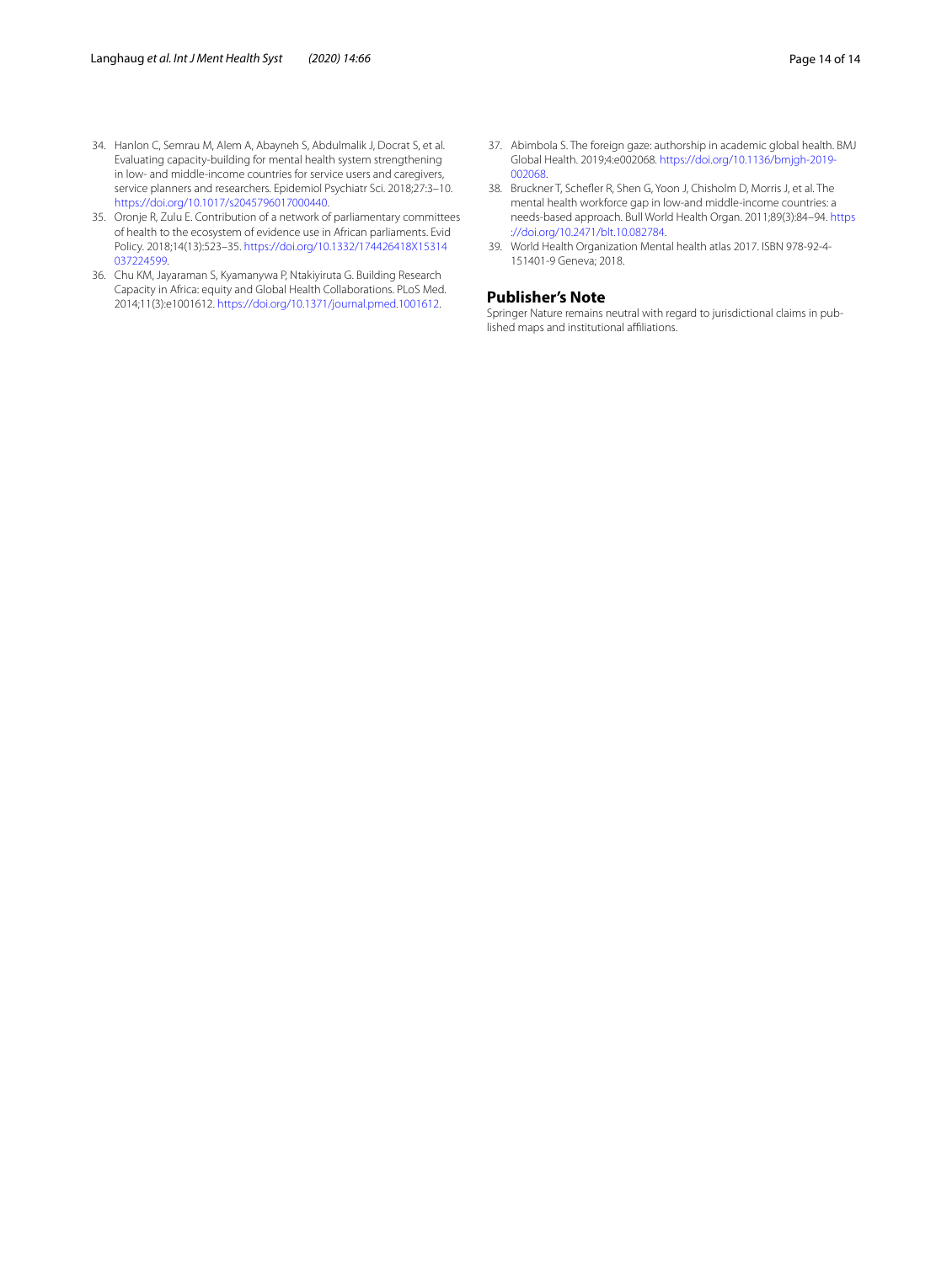34. Hanlon C, Semrau M, Alem A, Abayneh S, Abdulmalik J, Docrat S, et al. Evaluating capacity-building for mental health system strengthening in low- and middle-income countries for service users and caregivers, service planners and researchers. Epidemiol Psychiatr Sci. 2018;27:3–10. https://doi.org/10.1017/s2045796017000440.
35. Oronje R, Zulu E. Contribution of a network of parliamentary committees of health to the ecosystem of evidence use in African parliaments. Evid Policy. 2018;14(13):523–35. https://doi.org/10.1332/174426418X15314037224599.
36. Chu KM, Jayaraman S, Kyamanywa P, Ntakiyiruta G. Building Research Capacity in Africa: equity and Global Health Collaborations. PLoS Med. 2014;11(3):e1001612. https://doi.org/10.1371/journal.pmed.1001612.
37. Abimbola S. The foreign gaze: authorship in academic global health. BMJ Global Health. 2019;4:e002068. https://doi.org/10.1136/bmjgh-2019-002068.
38. Bruckner T, Scheffler R, Shen G, Yoon J, Chisholm D, Morris J, et al. The mental health workforce gap in low-and middle-income countries: a needs-based approach. Bull World Health Organ. 2011;89(3):84–94. https://doi.org/10.2471/blt.10.082784.
39. World Health Organization Mental health atlas 2017. ISBN 978-92-4-151401-9 Geneva; 2018.

## Publisher's Note

Springer Nature remains neutral with regard to jurisdictional claims in published maps and institutional affiliations.